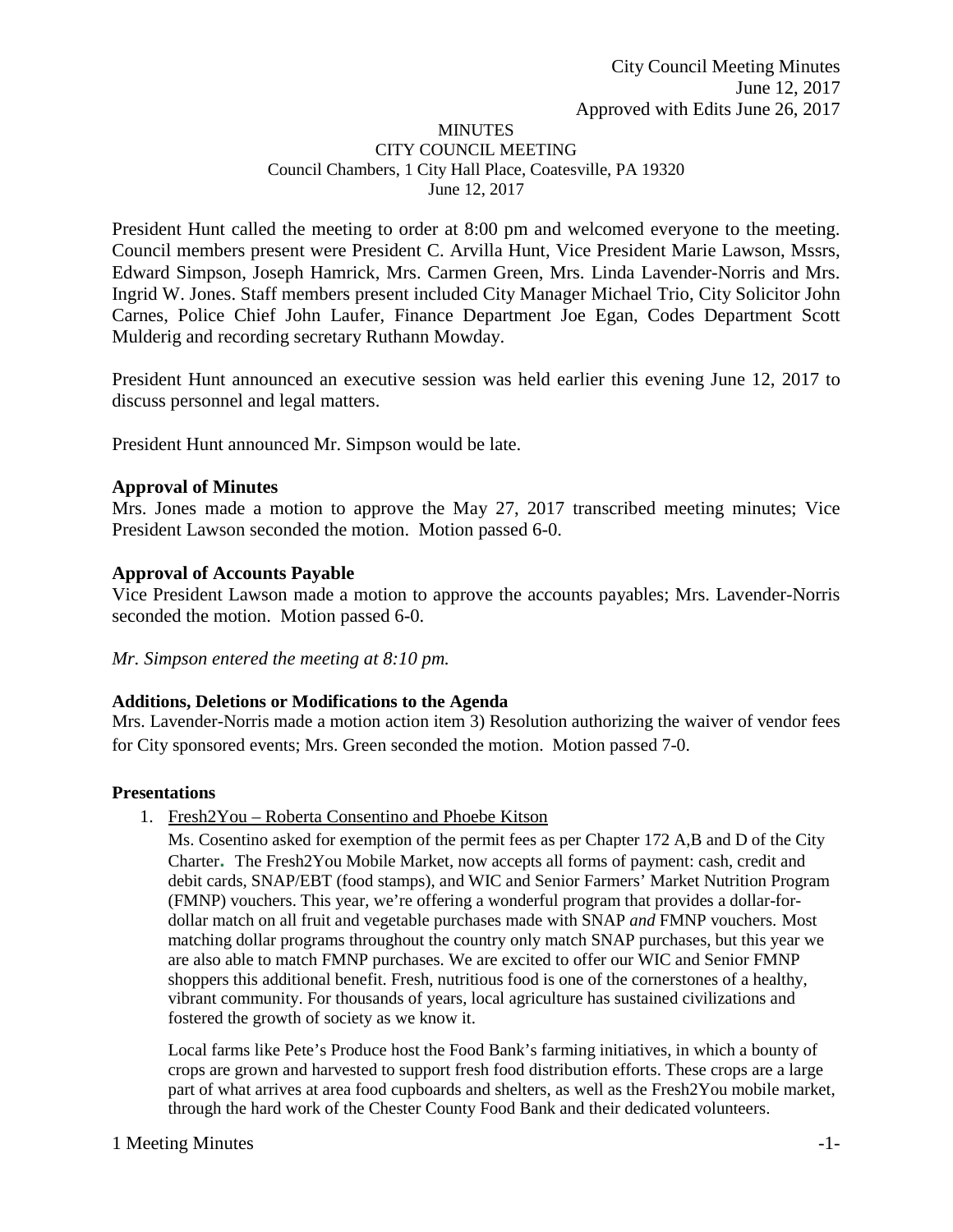City Council Meeting Minutes
June 12, 2017
Approved with Edits June 26, 2017

MINUTES
CITY COUNCIL MEETING
Council Chambers, 1 City Hall Place, Coatesville, PA 19320
June 12, 2017

President Hunt called the meeting to order at 8:00 pm and welcomed everyone to the meeting. Council members present were President C. Arvilla Hunt, Vice President Marie Lawson, Mssrs, Edward Simpson, Joseph Hamrick, Mrs. Carmen Green, Mrs. Linda Lavender-Norris and Mrs. Ingrid W. Jones. Staff members present included City Manager Michael Trio, City Solicitor John Carnes, Police Chief John Laufer, Finance Department Joe Egan, Codes Department Scott Mulderig and recording secretary Ruthann Mowday.

President Hunt announced an executive session was held earlier this evening June 12, 2017 to discuss personnel and legal matters.

President Hunt announced Mr. Simpson would be late.

**Approval of Minutes**
Mrs. Jones made a motion to approve the May 27, 2017 transcribed meeting minutes; Vice President Lawson seconded the motion. Motion passed 6-0.

**Approval of Accounts Payable**
Vice President Lawson made a motion to approve the accounts payables; Mrs. Lavender-Norris seconded the motion. Motion passed 6-0.

*Mr. Simpson entered the meeting at 8:10 pm.*

**Additions, Deletions or Modifications to the Agenda**
Mrs. Lavender-Norris made a motion action item 3) Resolution authorizing the waiver of vendor fees for City sponsored events; Mrs. Green seconded the motion. Motion passed 7-0.

**Presentations**

1. Fresh2You – Roberta Consentino and Phoebe Kitson

   Ms. Cosentino asked for exemption of the permit fees as per Chapter 172 A,B and D of the City Charter. The Fresh2You Mobile Market, now accepts all forms of payment: cash, credit and debit cards, SNAP/EBT (food stamps), and WIC and Senior Farmers' Market Nutrition Program (FMNP) vouchers. This year, we're offering a wonderful program that provides a dollar-for-dollar match on all fruit and vegetable purchases made with SNAP *and* FMNP vouchers. Most matching dollar programs throughout the country only match SNAP purchases, but this year we are also able to match FMNP purchases. We are excited to offer our WIC and Senior FMNP shoppers this additional benefit. Fresh, nutritious food is one of the cornerstones of a healthy, vibrant community. For thousands of years, local agriculture has sustained civilizations and fostered the growth of society as we know it.

   Local farms like Pete's Produce host the Food Bank's farming initiatives, in which a bounty of crops are grown and harvested to support fresh food distribution efforts. These crops are a large part of what arrives at area food cupboards and shelters, as well as the Fresh2You mobile market, through the hard work of the Chester County Food Bank and their dedicated volunteers.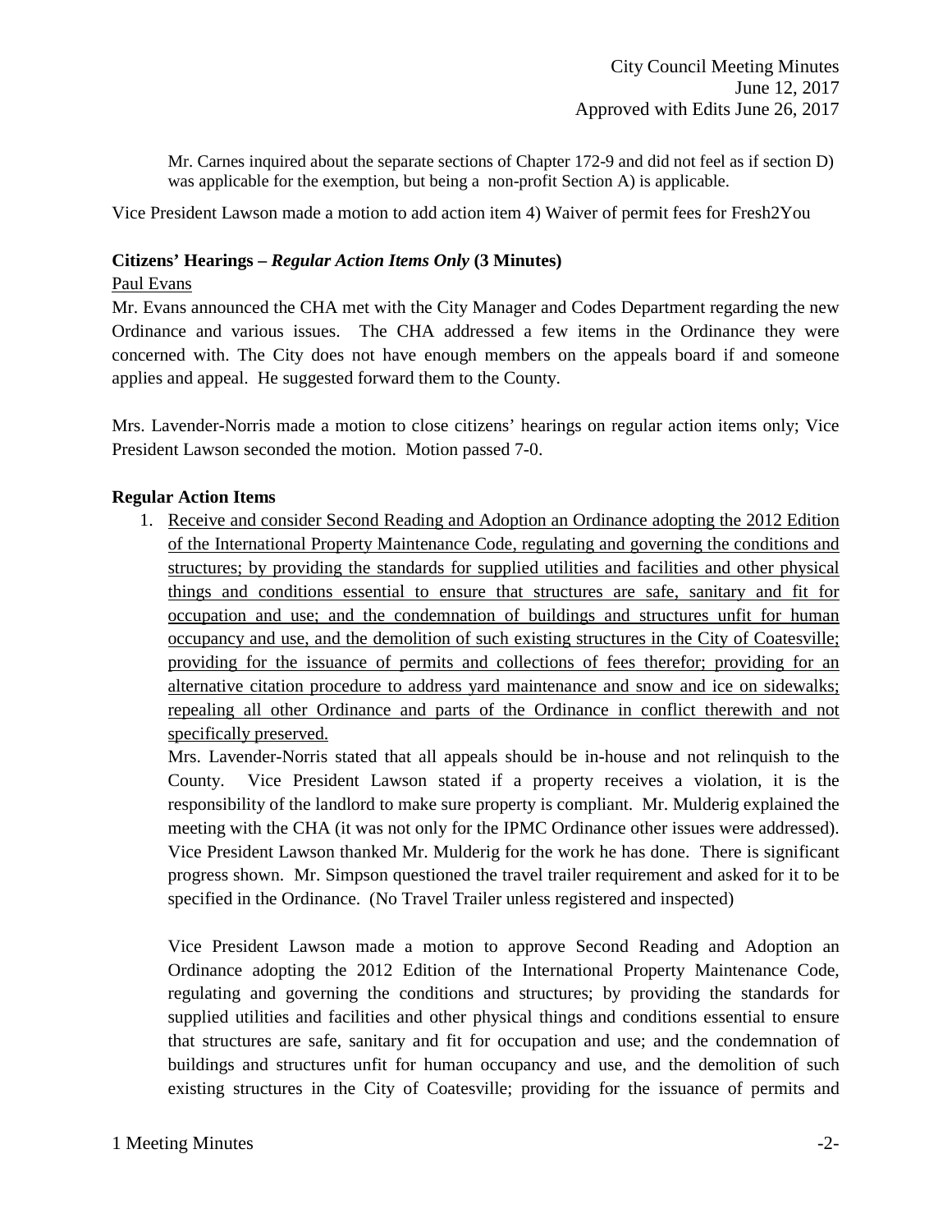Mr. Carnes inquired about the separate sections of Chapter 172-9 and did not feel as if section D) was applicable for the exemption, but being a non-profit Section A) is applicable.

Vice President Lawson made a motion to add action item 4) Waiver of permit fees for Fresh2You

**Citizens' Hearings –** ***Regular Action Items Only*** **(3 Minutes)**

Paul Evans

Mr. Evans announced the CHA met with the City Manager and Codes Department regarding the new Ordinance and various issues. The CHA addressed a few items in the Ordinance they were concerned with. The City does not have enough members on the appeals board if and someone applies and appeal. He suggested forward them to the County.

Mrs. Lavender-Norris made a motion to close citizens' hearings on regular action items only; Vice President Lawson seconded the motion. Motion passed 7-0.

**Regular Action Items**

1. Receive and consider Second Reading and Adoption an Ordinance adopting the 2012 Edition of the International Property Maintenance Code, regulating and governing the conditions and structures; by providing the standards for supplied utilities and facilities and other physical things and conditions essential to ensure that structures are safe, sanitary and fit for occupation and use; and the condemnation of buildings and structures unfit for human occupancy and use, and the demolition of such existing structures in the City of Coatesville; providing for the issuance of permits and collections of fees therefor; providing for an alternative citation procedure to address yard maintenance and snow and ice on sidewalks; repealing all other Ordinance and parts of the Ordinance in conflict therewith and not specifically preserved.

   Mrs. Lavender-Norris stated that all appeals should be in-house and not relinquish to the County. Vice President Lawson stated if a property receives a violation, it is the responsibility of the landlord to make sure property is compliant. Mr. Mulderig explained the meeting with the CHA (it was not only for the IPMC Ordinance other issues were addressed). Vice President Lawson thanked Mr. Mulderig for the work he has done. There is significant progress shown. Mr. Simpson questioned the travel trailer requirement and asked for it to be specified in the Ordinance. (No Travel Trailer unless registered and inspected)

   Vice President Lawson made a motion to approve Second Reading and Adoption an Ordinance adopting the 2012 Edition of the International Property Maintenance Code, regulating and governing the conditions and structures; by providing the standards for supplied utilities and facilities and other physical things and conditions essential to ensure that structures are safe, sanitary and fit for occupation and use; and the condemnation of buildings and structures unfit for human occupancy and use, and the demolition of such existing structures in the City of Coatesville; providing for the issuance of permits and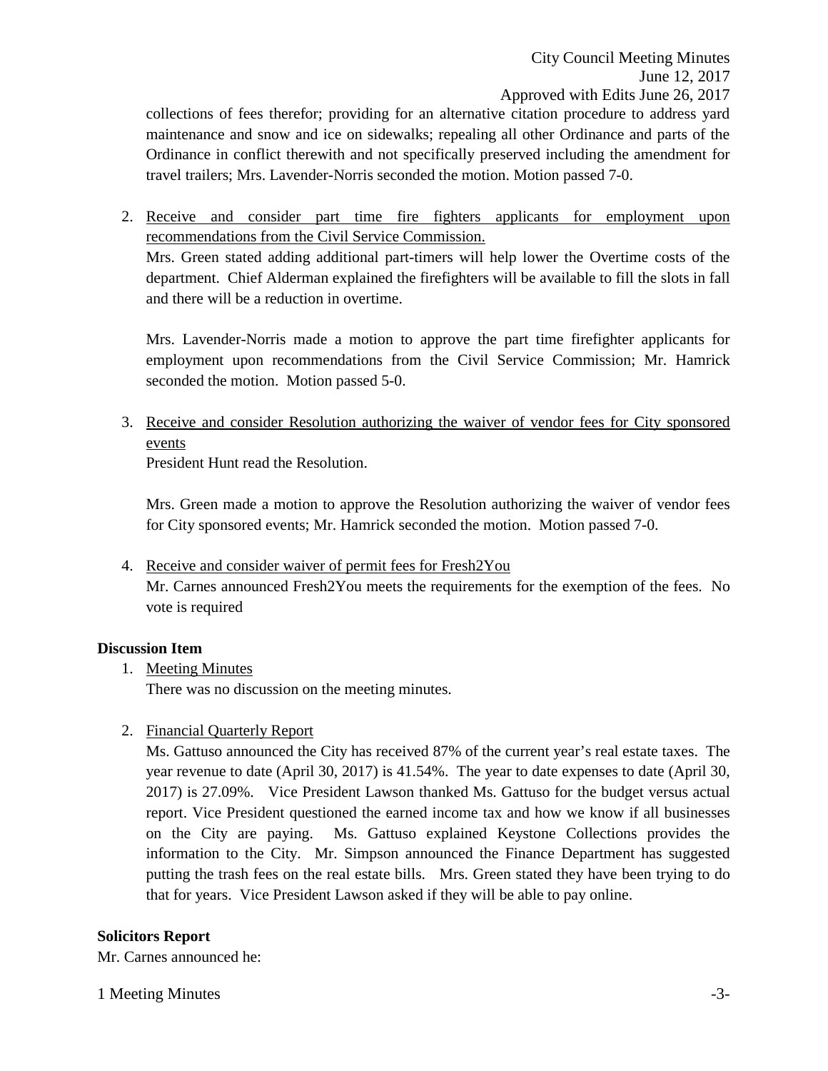collections of fees therefor; providing for an alternative citation procedure to address yard maintenance and snow and ice on sidewalks; repealing all other Ordinance and parts of the Ordinance in conflict therewith and not specifically preserved including the amendment for travel trailers; Mrs. Lavender-Norris seconded the motion. Motion passed 7-0.

2. Receive and consider part time fire fighters applicants for employment upon recommendations from the Civil Service Commission.
   Mrs. Green stated adding additional part-timers will help lower the Overtime costs of the department. Chief Alderman explained the firefighters will be available to fill the slots in fall and there will be a reduction in overtime.

   Mrs. Lavender-Norris made a motion to approve the part time firefighter applicants for employment upon recommendations from the Civil Service Commission; Mr. Hamrick seconded the motion. Motion passed 5-0.

3. Receive and consider Resolution authorizing the waiver of vendor fees for City sponsored events
   President Hunt read the Resolution.

   Mrs. Green made a motion to approve the Resolution authorizing the waiver of vendor fees for City sponsored events; Mr. Hamrick seconded the motion. Motion passed 7-0.

4. Receive and consider waiver of permit fees for Fresh2You
   Mr. Carnes announced Fresh2You meets the requirements for the exemption of the fees. No vote is required

**Discussion Item**

1. Meeting Minutes
   There was no discussion on the meeting minutes.

2. Financial Quarterly Report
   Ms. Gattuso announced the City has received 87% of the current year's real estate taxes. The year revenue to date (April 30, 2017) is 41.54%. The year to date expenses to date (April 30, 2017) is 27.09%. Vice President Lawson thanked Ms. Gattuso for the budget versus actual report. Vice President questioned the earned income tax and how we know if all businesses on the City are paying. Ms. Gattuso explained Keystone Collections provides the information to the City. Mr. Simpson announced the Finance Department has suggested putting the trash fees on the real estate bills. Mrs. Green stated they have been trying to do that for years. Vice President Lawson asked if they will be able to pay online.

**Solicitors Report**

Mr. Carnes announced he: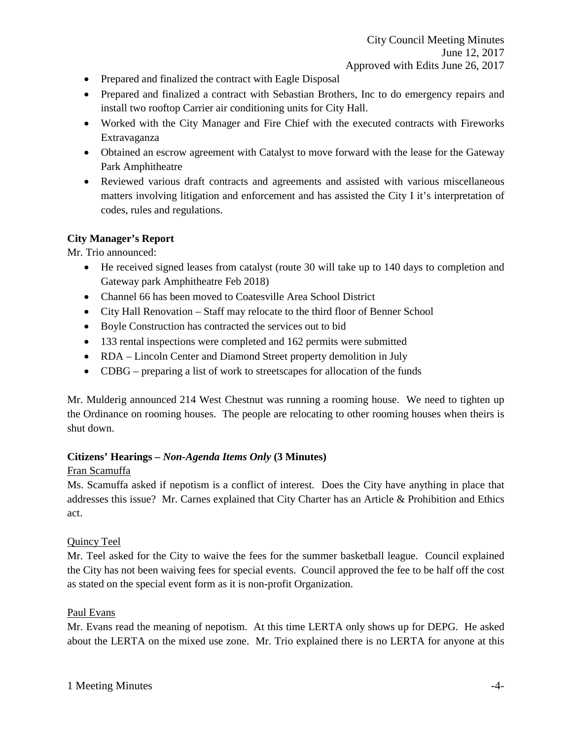- Prepared and finalized the contract with Eagle Disposal
- Prepared and finalized a contract with Sebastian Brothers, Inc to do emergency repairs and install two rooftop Carrier air conditioning units for City Hall.
- Worked with the City Manager and Fire Chief with the executed contracts with Fireworks Extravaganza
- Obtained an escrow agreement with Catalyst to move forward with the lease for the Gateway Park Amphitheatre
- Reviewed various draft contracts and agreements and assisted with various miscellaneous matters involving litigation and enforcement and has assisted the City I it's interpretation of codes, rules and regulations.

**City Manager's Report**

Mr. Trio announced:

- He received signed leases from catalyst (route 30 will take up to 140 days to completion and Gateway park Amphitheatre Feb 2018)
- Channel 66 has been moved to Coatesville Area School District
- City Hall Renovation – Staff may relocate to the third floor of Benner School
- Boyle Construction has contracted the services out to bid
- 133 rental inspections were completed and 162 permits were submitted
- RDA – Lincoln Center and Diamond Street property demolition in July
- CDBG – preparing a list of work to streetscapes for allocation of the funds

Mr. Mulderig announced 214 West Chestnut was running a rooming house. We need to tighten up the Ordinance on rooming houses. The people are relocating to other rooming houses when theirs is shut down.

**Citizens' Hearings – *Non-Agenda Items Only* (3 Minutes)**

Fran Scamuffa

Ms. Scamuffa asked if nepotism is a conflict of interest. Does the City have anything in place that addresses this issue? Mr. Carnes explained that City Charter has an Article & Prohibition and Ethics act.

Quincy Teel

Mr. Teel asked for the City to waive the fees for the summer basketball league. Council explained the City has not been waiving fees for special events. Council approved the fee to be half off the cost as stated on the special event form as it is non-profit Organization.

Paul Evans

Mr. Evans read the meaning of nepotism. At this time LERTA only shows up for DEPG. He asked about the LERTA on the mixed use zone. Mr. Trio explained there is no LERTA for anyone at this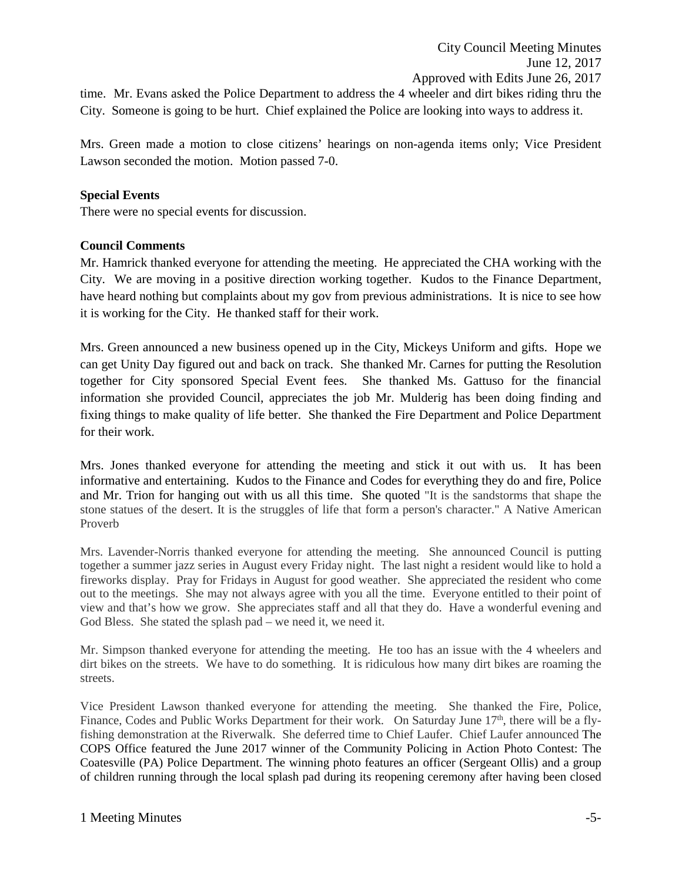time. Mr. Evans asked the Police Department to address the 4 wheeler and dirt bikes riding thru the City. Someone is going to be hurt. Chief explained the Police are looking into ways to address it.

Mrs. Green made a motion to close citizens' hearings on non-agenda items only; Vice President Lawson seconded the motion. Motion passed 7-0.

**Special Events**
There were no special events for discussion.

**Council Comments**
Mr. Hamrick thanked everyone for attending the meeting. He appreciated the CHA working with the City. We are moving in a positive direction working together. Kudos to the Finance Department, have heard nothing but complaints about my gov from previous administrations. It is nice to see how it is working for the City. He thanked staff for their work.

Mrs. Green announced a new business opened up in the City, Mickeys Uniform and gifts. Hope we can get Unity Day figured out and back on track. She thanked Mr. Carnes for putting the Resolution together for City sponsored Special Event fees. She thanked Ms. Gattuso for the financial information she provided Council, appreciates the job Mr. Mulderig has been doing finding and fixing things to make quality of life better. She thanked the Fire Department and Police Department for their work.

Mrs. Jones thanked everyone for attending the meeting and stick it out with us. It has been informative and entertaining. Kudos to the Finance and Codes for everything they do and fire, Police and Mr. Trion for hanging out with us all this time. She quoted "It is the sandstorms that shape the stone statues of the desert. It is the struggles of life that form a person's character." A Native American Proverb

Mrs. Lavender-Norris thanked everyone for attending the meeting. She announced Council is putting together a summer jazz series in August every Friday night. The last night a resident would like to hold a fireworks display. Pray for Fridays in August for good weather. She appreciated the resident who come out to the meetings. She may not always agree with you all the time. Everyone entitled to their point of view and that's how we grow. She appreciates staff and all that they do. Have a wonderful evening and God Bless. She stated the splash pad – we need it, we need it.

Mr. Simpson thanked everyone for attending the meeting. He too has an issue with the 4 wheelers and dirt bikes on the streets. We have to do something. It is ridiculous how many dirt bikes are roaming the streets.

Vice President Lawson thanked everyone for attending the meeting. She thanked the Fire, Police, Finance, Codes and Public Works Department for their work. On Saturday June 17th, there will be a fly-fishing demonstration at the Riverwalk. She deferred time to Chief Laufer. Chief Laufer announced The COPS Office featured the June 2017 winner of the Community Policing in Action Photo Contest: The Coatesville (PA) Police Department. The winning photo features an officer (Sergeant Ollis) and a group of children running through the local splash pad during its reopening ceremony after having been closed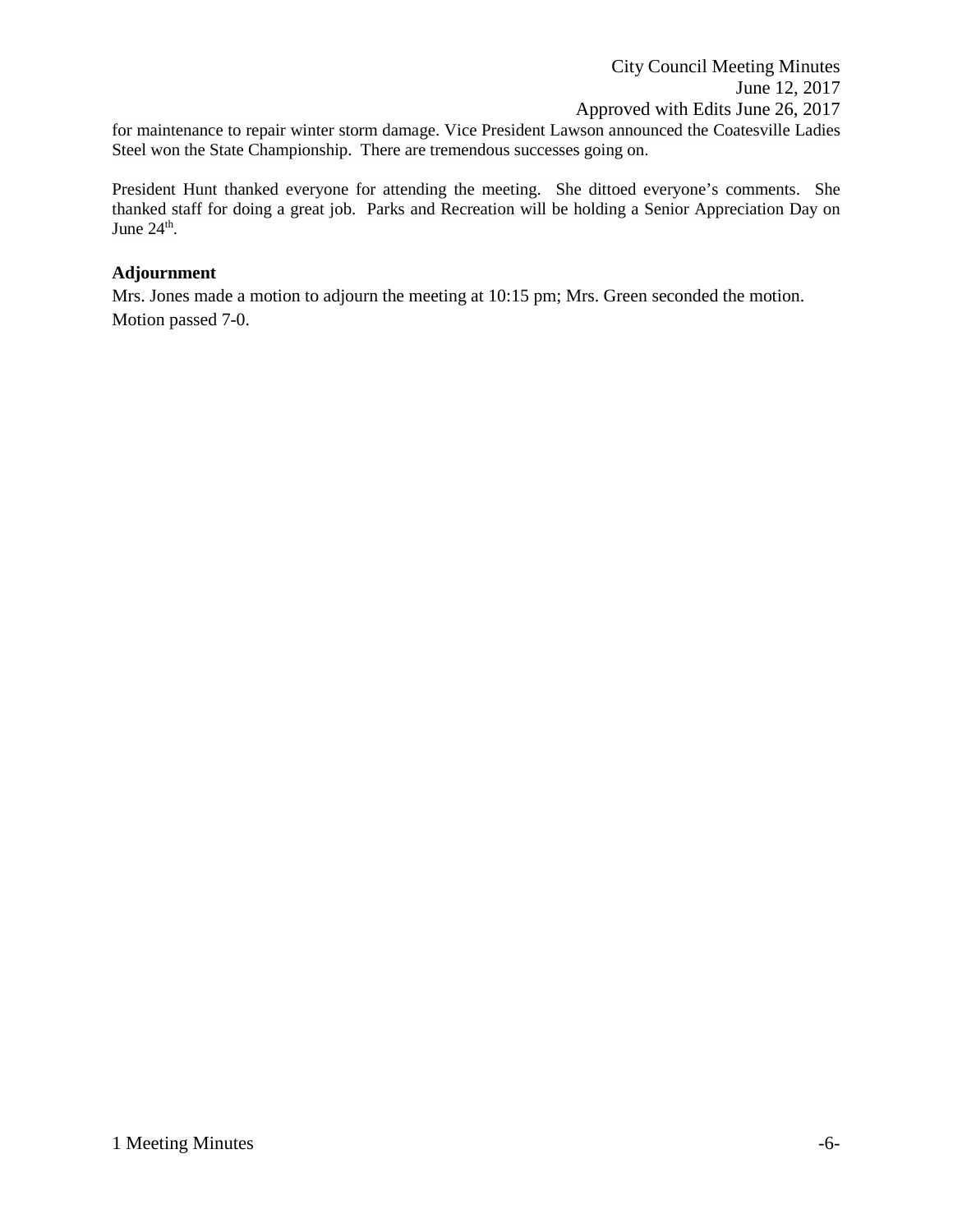for maintenance to repair winter storm damage. Vice President Lawson announced the Coatesville Ladies Steel won the State Championship. There are tremendous successes going on.

President Hunt thanked everyone for attending the meeting. She dittoed everyone's comments. She thanked staff for doing a great job. Parks and Recreation will be holding a Senior Appreciation Day on June 24th.

**Adjournment**

Mrs. Jones made a motion to adjourn the meeting at 10:15 pm; Mrs. Green seconded the motion. Motion passed 7-0.